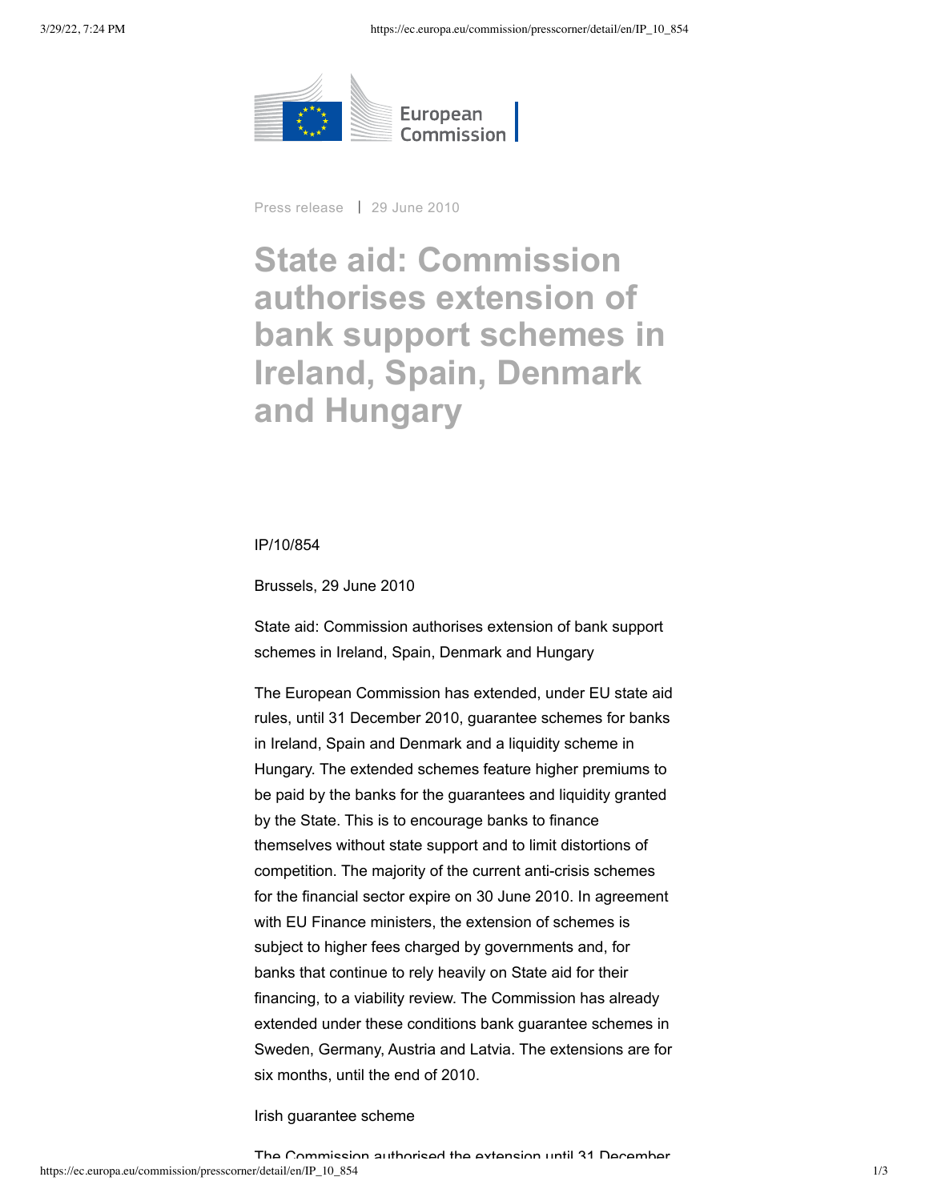Press release | 29 June 2010

# State aid: Commission authorises extension of bank support schemes in Ireland, Spain, Denmark and Hungary

IP/10/854

Brussels, 29 June 2010

State aid: Commission authorises extension of bank support schemes in Ireland, Spain, Denmark and Hungary

The European Commission has extended, under EU state aid rules, until 31 December 2010, guarantee schemes for banks in Ireland, Spain and Denmark and a liquidity scheme in Hungary. The extended schemes feature higher premiums to be paid by the banks for the guarantees and liquidity granted by the State. This is to encourage banks to finance themselves without state support and to limit distortions of competition. The majority of the current anti-crisis schemes for the financial sector expire on 30 June 2010. In agreement with EU Finance ministers, the extension of schemes is subject to higher fees charged by governments and, for banks that continue to rely heavily on State aid for their financing, to a viability review. The Commission has already extended under these conditions bank guarantee schemes in Sweden, Germany, Austria and Latvia. The extensions are for six months, until the end of 2010.

Irish guarantee scheme

The Commission authorised the extension until 31 December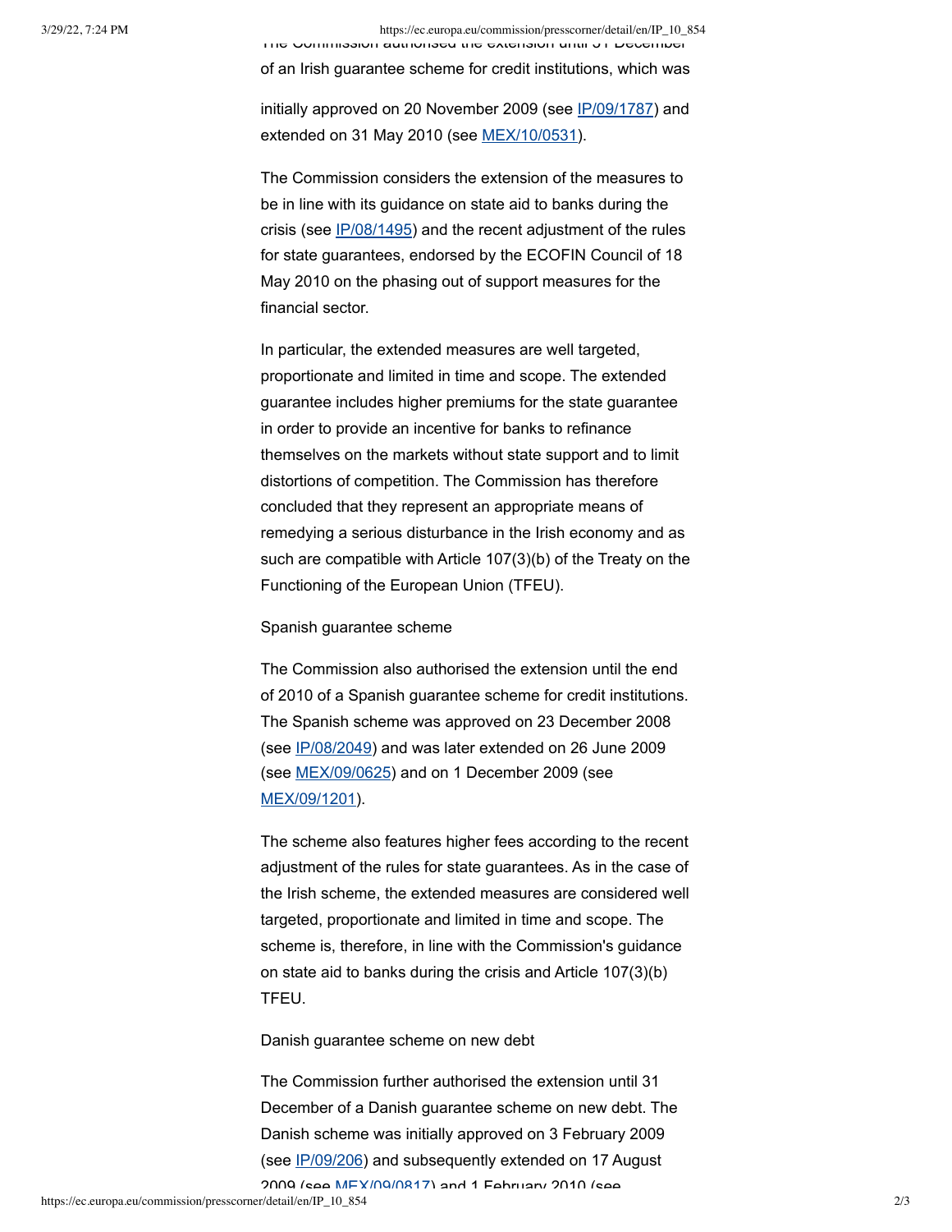The Commission authorised the extension until 31 December of an Irish guarantee scheme for credit institutions, which was

initially approved on 20 November 2009 (see IP/09/1787) and extended on 31 May 2010 (see MEX/10/0531).

The Commission considers the extension of the measures to be in line with its guidance on state aid to banks during the crisis (see IP/08/1495) and the recent adjustment of the rules for state guarantees, endorsed by the ECOFIN Council of 18 May 2010 on the phasing out of support measures for the financial sector.

In particular, the extended measures are well targeted, proportionate and limited in time and scope. The extended guarantee includes higher premiums for the state guarantee in order to provide an incentive for banks to refinance themselves on the markets without state support and to limit distortions of competition. The Commission has therefore concluded that they represent an appropriate means of remedying a serious disturbance in the Irish economy and as such are compatible with Article 107(3)(b) of the Treaty on the Functioning of the European Union (TFEU).

Spanish guarantee scheme

The Commission also authorised the extension until the end of 2010 of a Spanish guarantee scheme for credit institutions. The Spanish scheme was approved on 23 December 2008 (see IP/08/2049) and was later extended on 26 June 2009 (see MEX/09/0625) and on 1 December 2009 (see MEX/09/1201).

The scheme also features higher fees according to the recent adjustment of the rules for state guarantees. As in the case of the Irish scheme, the extended measures are considered well targeted, proportionate and limited in time and scope. The scheme is, therefore, in line with the Commission's guidance on state aid to banks during the crisis and Article 107(3)(b) TFEU.

Danish guarantee scheme on new debt

The Commission further authorised the extension until 31 December of a Danish guarantee scheme on new debt. The Danish scheme was initially approved on 3 February 2009 (see IP/09/206) and subsequently extended on 17 August 2009 (see MEX/09/0817) and 1 February 2010 (see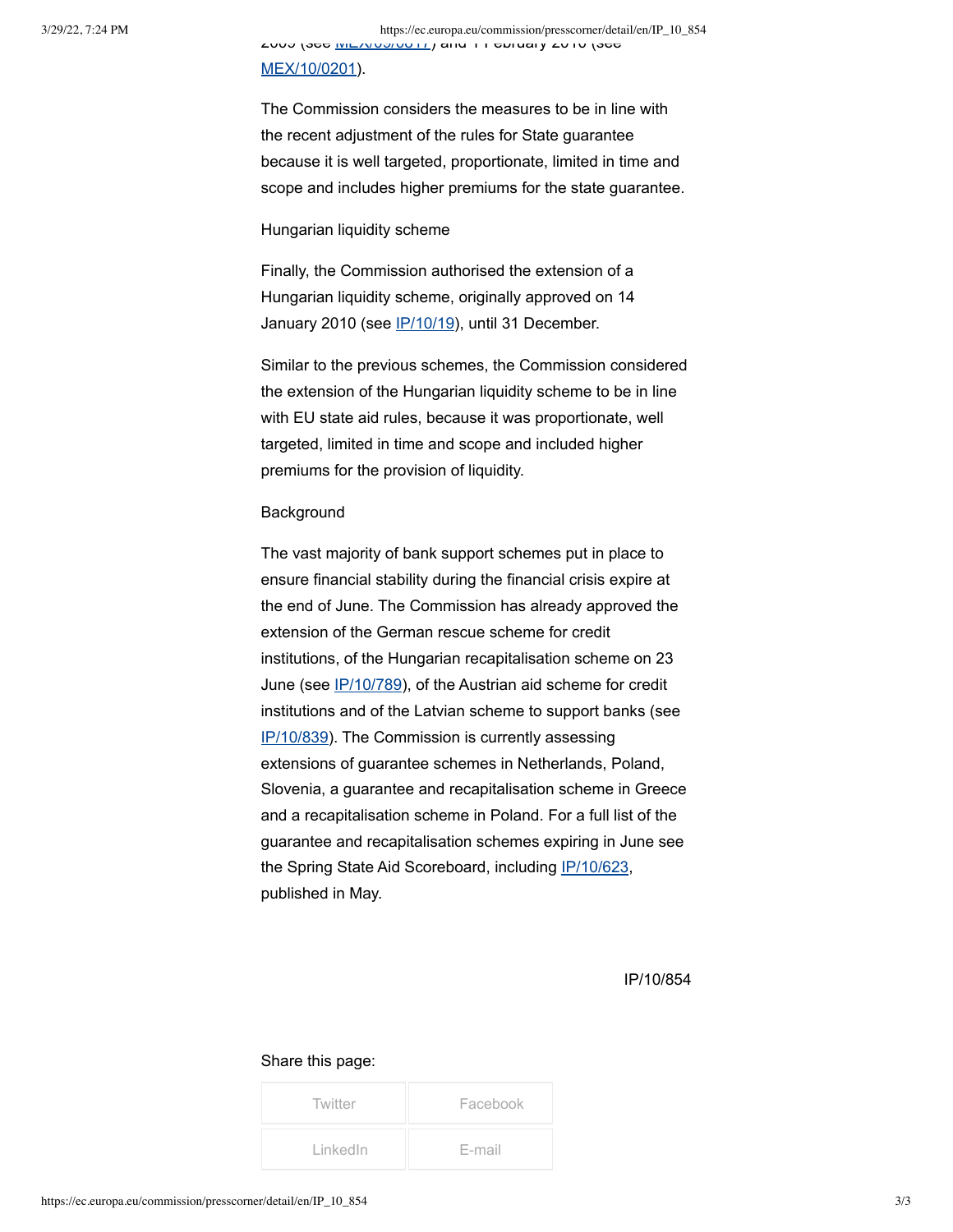2009 (see MEX/09/0817) and 11 February 2010 (see MEX/10/0201).

The Commission considers the measures to be in line with the recent adjustment of the rules for State guarantee because it is well targeted, proportionate, limited in time and scope and includes higher premiums for the state guarantee.

Hungarian liquidity scheme

Finally, the Commission authorised the extension of a Hungarian liquidity scheme, originally approved on 14 January 2010 (see IP/10/19), until 31 December.

Similar to the previous schemes, the Commission considered the extension of the Hungarian liquidity scheme to be in line with EU state aid rules, because it was proportionate, well targeted, limited in time and scope and included higher premiums for the provision of liquidity.

Background

The vast majority of bank support schemes put in place to ensure financial stability during the financial crisis expire at the end of June. The Commission has already approved the extension of the German rescue scheme for credit institutions, of the Hungarian recapitalisation scheme on 23 June (see IP/10/789), of the Austrian aid scheme for credit institutions and of the Latvian scheme to support banks (see IP/10/839). The Commission is currently assessing extensions of guarantee schemes in Netherlands, Poland, Slovenia, a guarantee and recapitalisation scheme in Greece and a recapitalisation scheme in Poland. For a full list of the guarantee and recapitalisation schemes expiring in June see the Spring State Aid Scoreboard, including IP/10/623, published in May.

IP/10/854

Share this page:

Twitter | Facebook | LinkedIn | E-mail